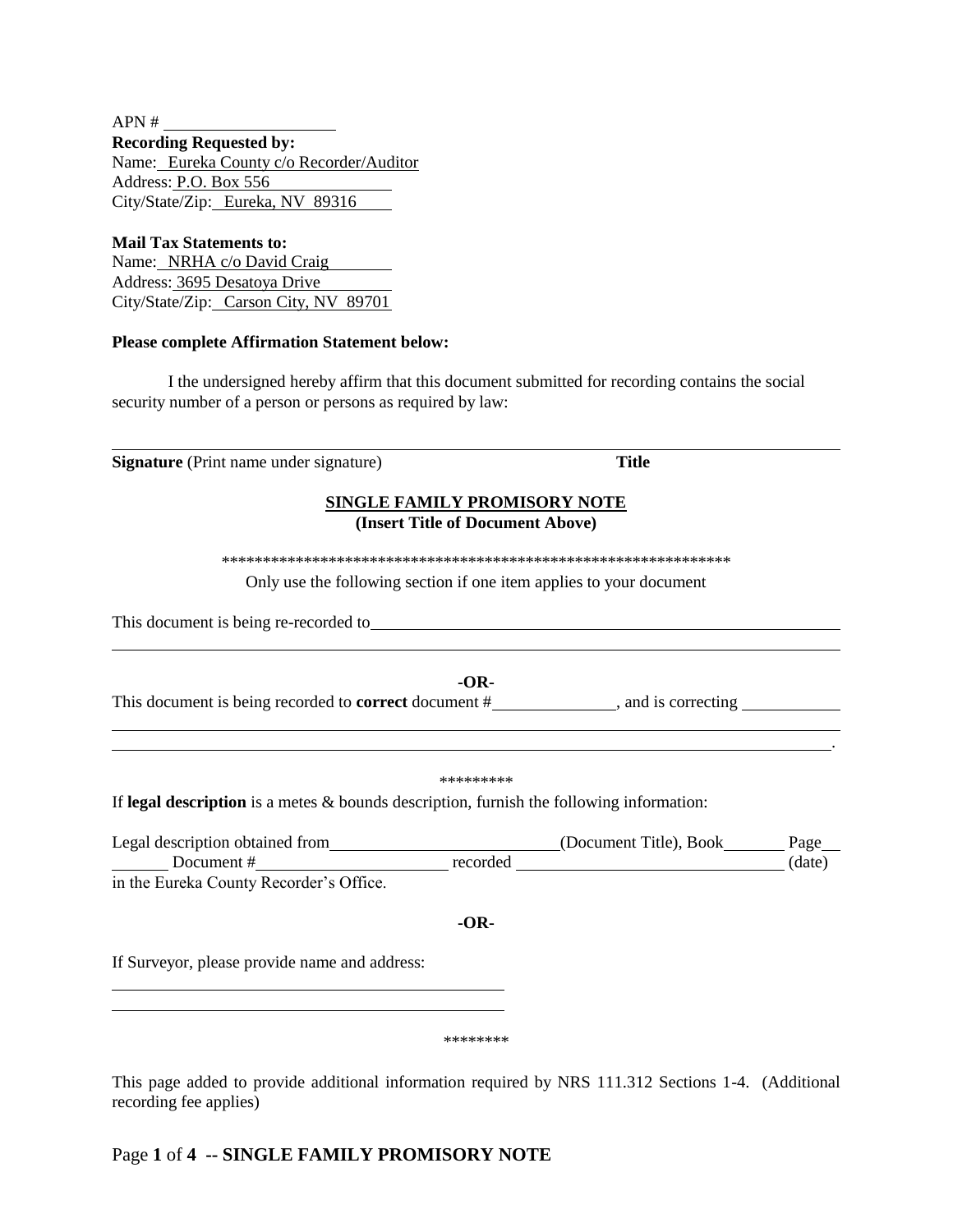APN # ____________________

**Recording Requested by:**
Name: Eureka County c/o Recorder/Auditor
Address: P.O. Box 556
City/State/Zip: Eureka, NV 89316

**Mail Tax Statements to:**
Name: NRHA c/o David Craig
Address: 3695 Desatoya Drive
City/State/Zip: Carson City, NV 89701

**Please complete Affirmation Statement below:**

I the undersigned hereby affirm that this document submitted for recording contains the social security number of a person or persons as required by law:

______________________________________________________________________________

**Signature** (Print name under signature) **Title**

**SINGLE FAMILY PROMISORY NOTE**
**(Insert Title of Document Above)**

*************************************************************

Only use the following section if one item applies to your document

This document is being re-recorded to ______________________________________________________________

______________________________________________________________________________

**-OR-**

This document is being recorded to **correct** document #______________, and is correcting ____________

______________________________________________________________________________

______________________________________________________________________________.

*********

If **legal description** is a metes & bounds description, furnish the following information:

Legal description obtained from__________________________(Document Title), Book_______ Page___ _______ Document #______________________ recorded ______________________________ (date) in the Eureka County Recorder's Office.

**-OR-**

If Surveyor, please provide name and address:

______________________________________________

______________________________________________

********

This page added to provide additional information required by NRS 111.312 Sections 1-4. (Additional recording fee applies)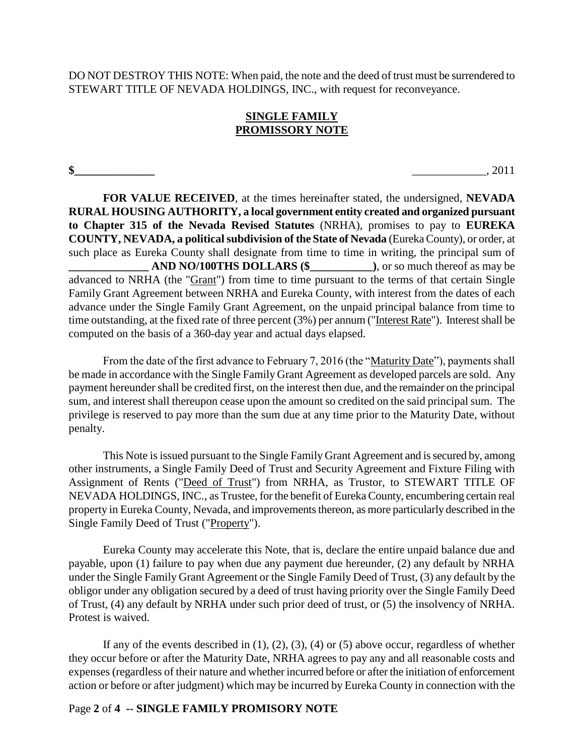DO NOT DESTROY THIS NOTE: When paid, the note and the deed of trust must be surrendered to STEWART TITLE OF NEVADA HOLDINGS, INC., with request for reconveyance.

## SINGLE FAMILY PROMISSORY NOTE

**$______________** _____________, 2011

**FOR VALUE RECEIVED**, at the times hereinafter stated, the undersigned, **NEVADA RURAL HOUSING AUTHORITY, a local government entity created and organized pursuant to Chapter 315 of the Nevada Revised Statutes** (NRHA), promises to pay to **EUREKA COUNTY, NEVADA, a political subdivision of the State of Nevada** (Eureka County), or order, at such place as Eureka County shall designate from time to time in writing, the principal sum of **______________ AND NO/100THS DOLLARS ($___________)**, or so much thereof as may be advanced to NRHA (the "Grant") from time to time pursuant to the terms of that certain Single Family Grant Agreement between NRHA and Eureka County, with interest from the dates of each advance under the Single Family Grant Agreement, on the unpaid principal balance from time to time outstanding, at the fixed rate of three percent (3%) per annum ("Interest Rate"). Interest shall be computed on the basis of a 360-day year and actual days elapsed.

From the date of the first advance to February 7, 2016 (the "Maturity Date"), payments shall be made in accordance with the Single Family Grant Agreement as developed parcels are sold. Any payment hereunder shall be credited first, on the interest then due, and the remainder on the principal sum, and interest shall thereupon cease upon the amount so credited on the said principal sum. The privilege is reserved to pay more than the sum due at any time prior to the Maturity Date, without penalty.

This Note is issued pursuant to the Single Family Grant Agreement and is secured by, among other instruments, a Single Family Deed of Trust and Security Agreement and Fixture Filing with Assignment of Rents ("Deed of Trust") from NRHA, as Trustor, to STEWART TITLE OF NEVADA HOLDINGS, INC., as Trustee, for the benefit of Eureka County, encumbering certain real property in Eureka County, Nevada, and improvements thereon, as more particularly described in the Single Family Deed of Trust ("Property").

Eureka County may accelerate this Note, that is, declare the entire unpaid balance due and payable, upon (1) failure to pay when due any payment due hereunder, (2) any default by NRHA under the Single Family Grant Agreement or the Single Family Deed of Trust, (3) any default by the obligor under any obligation secured by a deed of trust having priority over the Single Family Deed of Trust, (4) any default by NRHA under such prior deed of trust, or (5) the insolvency of NRHA. Protest is waived.

If any of the events described in (1), (2), (3), (4) or (5) above occur, regardless of whether they occur before or after the Maturity Date, NRHA agrees to pay any and all reasonable costs and expenses (regardless of their nature and whether incurred before or after the initiation of enforcement action or before or after judgment) which may be incurred by Eureka County in connection with the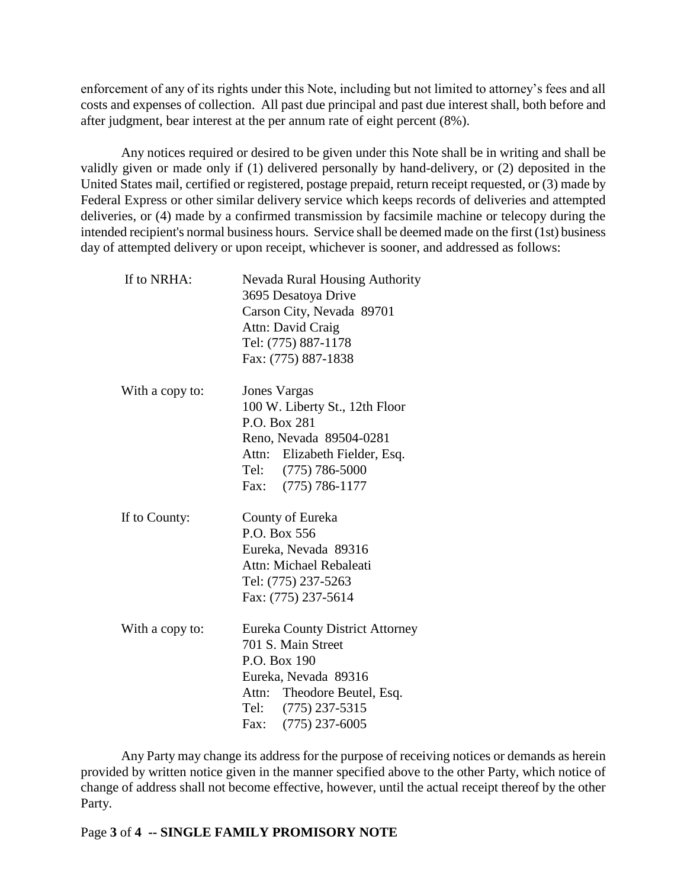enforcement of any of its rights under this Note, including but not limited to attorney's fees and all costs and expenses of collection. All past due principal and past due interest shall, both before and after judgment, bear interest at the per annum rate of eight percent (8%).

Any notices required or desired to be given under this Note shall be in writing and shall be validly given or made only if (1) delivered personally by hand-delivery, or (2) deposited in the United States mail, certified or registered, postage prepaid, return receipt requested, or (3) made by Federal Express or other similar delivery service which keeps records of deliveries and attempted deliveries, or (4) made by a confirmed transmission by facsimile machine or telecopy during the intended recipient's normal business hours. Service shall be deemed made on the first (1st) business day of attempted delivery or upon receipt, whichever is sooner, and addressed as follows:

If to NRHA:

Nevada Rural Housing Authority
3695 Desatoya Drive
Carson City, Nevada 89701
Attn: David Craig
Tel: (775) 887-1178
Fax: (775) 887-1838

With a copy to:

Jones Vargas
100 W. Liberty St., 12th Floor
P.O. Box 281
Reno, Nevada 89504-0281
Attn: Elizabeth Fielder, Esq.
Tel: (775) 786-5000
Fax: (775) 786-1177

If to County:

County of Eureka
P.O. Box 556
Eureka, Nevada 89316
Attn: Michael Rebaleati
Tel: (775) 237-5263
Fax: (775) 237-5614

With a copy to:

Eureka County District Attorney
701 S. Main Street
P.O. Box 190
Eureka, Nevada 89316
Attn: Theodore Beutel, Esq.
Tel: (775) 237-5315
Fax: (775) 237-6005

Any Party may change its address for the purpose of receiving notices or demands as herein provided by written notice given in the manner specified above to the other Party, which notice of change of address shall not become effective, however, until the actual receipt thereof by the other Party.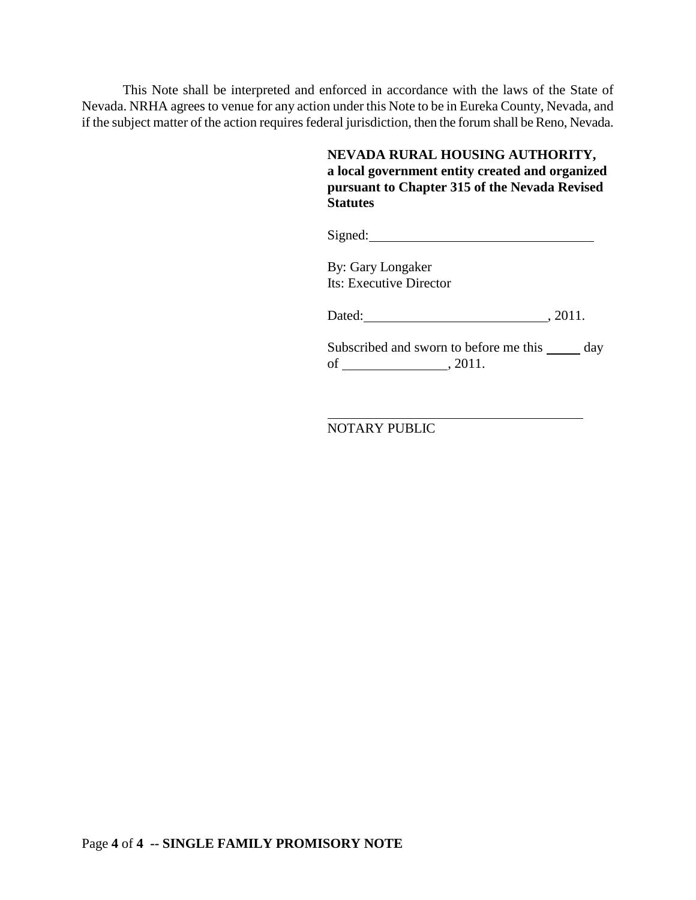This Note shall be interpreted and enforced in accordance with the laws of the State of Nevada. NRHA agrees to venue for any action under this Note to be in Eureka County, Nevada, and if the subject matter of the action requires federal jurisdiction, then the forum shall be Reno, Nevada.

**NEVADA RURAL HOUSING AUTHORITY, a local government entity created and organized pursuant to Chapter 315 of the Nevada Revised Statutes**

Signed: ________________________________

By: Gary Longaker
Its: Executive Director

Dated: __________________________, 2011.

Subscribed and sworn to before me this _____ day of _______________, 2011.

_____________________________________
NOTARY PUBLIC